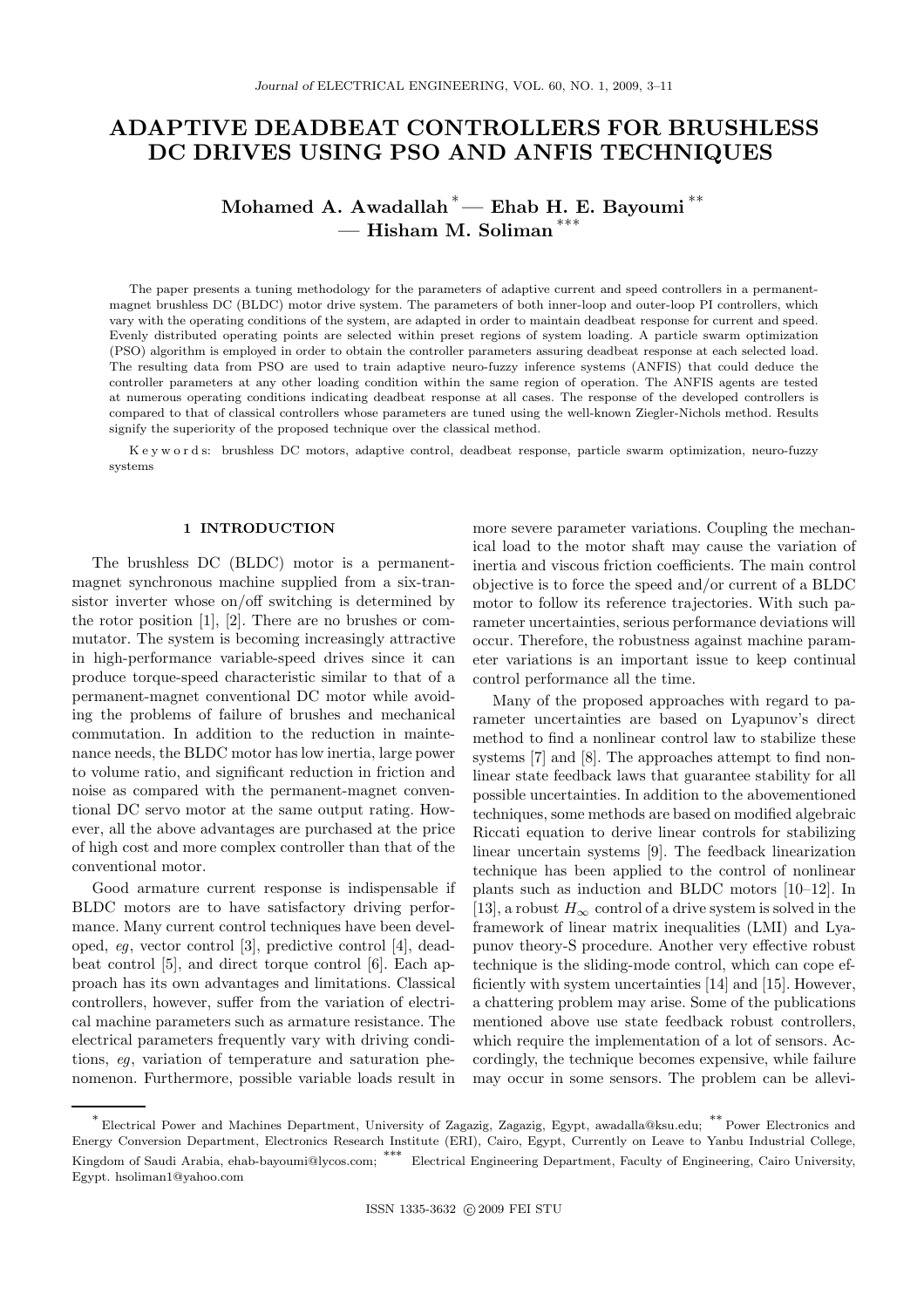# ADAPTIVE DEADBEAT CONTROLLERS FOR BRUSHLESS DC DRIVES USING PSO AND ANFIS TECHNIQUES

**Mohamed A. Awadallah** [*] — **Ehab H. E. Bayoumi** [**] — **Hisham M. Soliman** [***]

The paper presents a tuning methodology for the parameters of adaptive current and speed controllers in a permanent-magnet brushless DC (BLDC) motor drive system. The parameters of both inner-loop and outer-loop PI controllers, which vary with the operating conditions of the system, are adapted in order to maintain deadbeat response for current and speed. Evenly distributed operating points are selected within preset regions of system loading. A particle swarm optimization (PSO) algorithm is employed in order to obtain the controller parameters assuring deadbeat response at each selected load. The resulting data from PSO are used to train adaptive neuro-fuzzy inference systems (ANFIS) that could deduce the controller parameters at any other loading condition within the same region of operation. The ANFIS agents are tested at numerous operating conditions indicating deadbeat response at all cases. The response of the developed controllers is compared to that of classical controllers whose parameters are tuned using the well-known Ziegler-Nichols method. Results signify the superiority of the proposed technique over the classical method.

K e y w o r d s: brushless DC motors, adaptive control, deadbeat response, particle swarm optimization, neuro-fuzzy systems

## 1 INTRODUCTION

The brushless DC (BLDC) motor is a permanent-magnet synchronous machine supplied from a six-transistor inverter whose on/off switching is determined by the rotor position [1], [2]. There are no brushes or commutator. The system is becoming increasingly attractive in high-performance variable-speed drives since it can produce torque-speed characteristic similar to that of a permanent-magnet conventional DC motor while avoiding the problems of failure of brushes and mechanical commutation. In addition to the reduction in maintenance needs, the BLDC motor has low inertia, large power to volume ratio, and significant reduction in friction and noise as compared with the permanent-magnet conventional DC servo motor at the same output rating. However, all the above advantages are purchased at the price of high cost and more complex controller than that of the conventional motor.

Good armature current response is indispensable if BLDC motors are to have satisfactory driving performance. Many current control techniques have been developed, *eg*, vector control [3], predictive control [4], deadbeat control [5], and direct torque control [6]. Each approach has its own advantages and limitations. Classical controllers, however, suffer from the variation of electrical machine parameters such as armature resistance. The electrical parameters frequently vary with driving conditions, *eg*, variation of temperature and saturation phenomenon. Furthermore, possible variable loads result in more severe parameter variations. Coupling the mechanical load to the motor shaft may cause the variation of inertia and viscous friction coefficients. The main control objective is to force the speed and/or current of a BLDC motor to follow its reference trajectories. With such parameter uncertainties, serious performance deviations will occur. Therefore, the robustness against machine parameter variations is an important issue to keep continual control performance all the time.

Many of the proposed approaches with regard to parameter uncertainties are based on Lyapunov's direct method to find a nonlinear control law to stabilize these systems [7] and [8]. The approaches attempt to find nonlinear state feedback laws that guarantee stability for all possible uncertainties. In addition to the abovementioned techniques, some methods are based on modified algebraic Riccati equation to derive linear controls for stabilizing linear uncertain systems [9]. The feedback linearization technique has been applied to the control of nonlinear plants such as induction and BLDC motors [10–12]. In [13], a robust $H_\infty$ control of a drive system is solved in the framework of linear matrix inequalities (LMI) and Lyapunov theory-S procedure. Another very effective robust technique is the sliding-mode control, which can cope efficiently with system uncertainties [14] and [15]. However, a chattering problem may arise. Some of the publications mentioned above use state feedback robust controllers, which require the implementation of a lot of sensors. Accordingly, the technique becomes expensive, while failure may occur in some sensors. The problem can be allevi-

---

[*] Electrical Power and Machines Department, University of Zagazig, Zagazig, Egypt, awadalla@ksu.edu; [**] Power Electronics and Energy Conversion Department, Electronics Research Institute (ERI), Cairo, Egypt, Currently on Leave to Yanbu Industrial College, Kingdom of Saudi Arabia, ehab-bayoumi@lycos.com; [***] Electrical Engineering Department, Faculty of Engineering, Cairo University, Egypt. hsoliman1@yahoo.com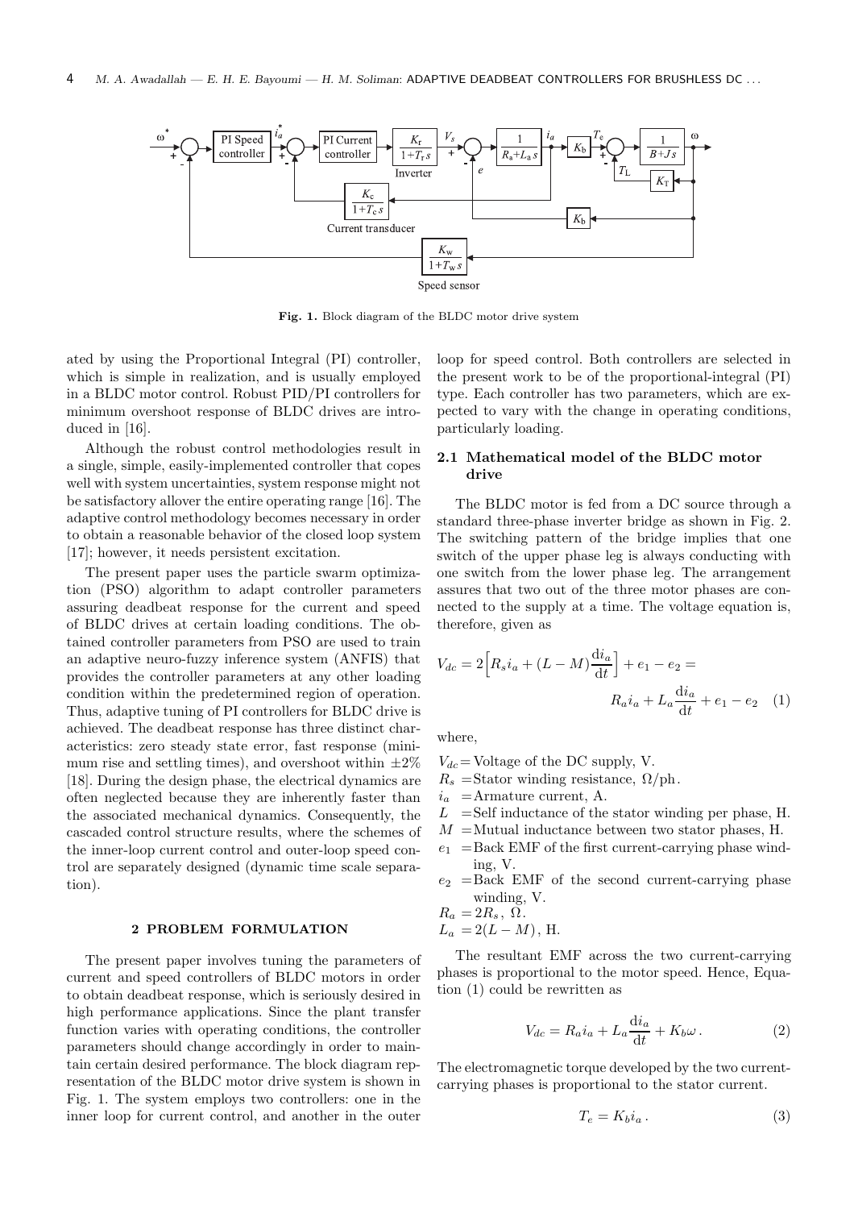Fig. 1. Block diagram of the BLDC motor drive system

ated by using the Proportional Integral (PI) controller, which is simple in realization, and is usually employed in a BLDC motor control. Robust PID/PI controllers for minimum overshoot response of BLDC drives are introduced in [16].

Although the robust control methodologies result in a single, simple, easily-implemented controller that copes well with system uncertainties, system response might not be satisfactory allover the entire operating range [16]. The adaptive control methodology becomes necessary in order to obtain a reasonable behavior of the closed loop system [17]; however, it needs persistent excitation.

The present paper uses the particle swarm optimization (PSO) algorithm to adapt controller parameters assuring deadbeat response for the current and speed of BLDC drives at certain loading conditions. The obtained controller parameters from PSO are used to train an adaptive neuro-fuzzy inference system (ANFIS) that provides the controller parameters at any other loading condition within the predetermined region of operation. Thus, adaptive tuning of PI controllers for BLDC drive is achieved. The deadbeat response has three distinct characteristics: zero steady state error, fast response (minimum rise and settling times), and overshoot within $\pm 2\%$ [18]. During the design phase, the electrical dynamics are often neglected because they are inherently faster than the associated mechanical dynamics. Consequently, the cascaded control structure results, where the schemes of the inner-loop current control and outer-loop speed control are separately designed (dynamic time scale separation).

## 2 PROBLEM FORMULATION

The present paper involves tuning the parameters of current and speed controllers of BLDC motors in order to obtain deadbeat response, which is seriously desired in high performance applications. Since the plant transfer function varies with operating conditions, the controller parameters should change accordingly in order to maintain certain desired performance. The block diagram representation of the BLDC motor drive system is shown in Fig. 1. The system employs two controllers: one in the inner loop for current control, and another in the outer loop for speed control. Both controllers are selected in the present work to be of the proportional-integral (PI) type. Each controller has two parameters, which are expected to vary with the change in operating conditions, particularly loading.

### 2.1 Mathematical model of the BLDC motor drive

The BLDC motor is fed from a DC source through a standard three-phase inverter bridge as shown in Fig. 2. The switching pattern of the bridge implies that one switch of the upper phase leg is always conducting with one switch from the lower phase leg. The arrangement assures that two out of the three motor phases are connected to the supply at a time. The voltage equation is, therefore, given as

$$V_{dc} = 2\Big[R_s i_a + (L-M)\frac{\mathrm{d}i_a}{\mathrm{d}t}\Big] + e_1 - e_2 = R_a i_a + L_a \frac{\mathrm{d}i_a}{\mathrm{d}t} + e_1 - e_2 \quad (1)$$

where,

$V_{dc}$ = Voltage of the DC supply, V.
$R_s$ = Stator winding resistance, $\Omega$/ph.
$i_a$ = Armature current, A.
$L$ = Self inductance of the stator winding per phase, H.
$M$ = Mutual inductance between two stator phases, H.
$e_1$ = Back EMF of the first current-carrying phase winding, V.
$e_2$ = Back EMF of the second current-carrying phase winding, V.
$R_a = 2R_s$, $\Omega$.
$L_a = 2(L-M)$, H.

The resultant EMF across the two current-carrying phases is proportional to the motor speed. Hence, Equation (1) could be rewritten as

$$V_{dc} = R_a i_a + L_a \frac{\mathrm{d}i_a}{\mathrm{d}t} + K_b \omega\,. \quad (2)$$

The electromagnetic torque developed by the two current-carrying phases is proportional to the stator current.

$$T_e = K_b i_a\,. \quad (3)$$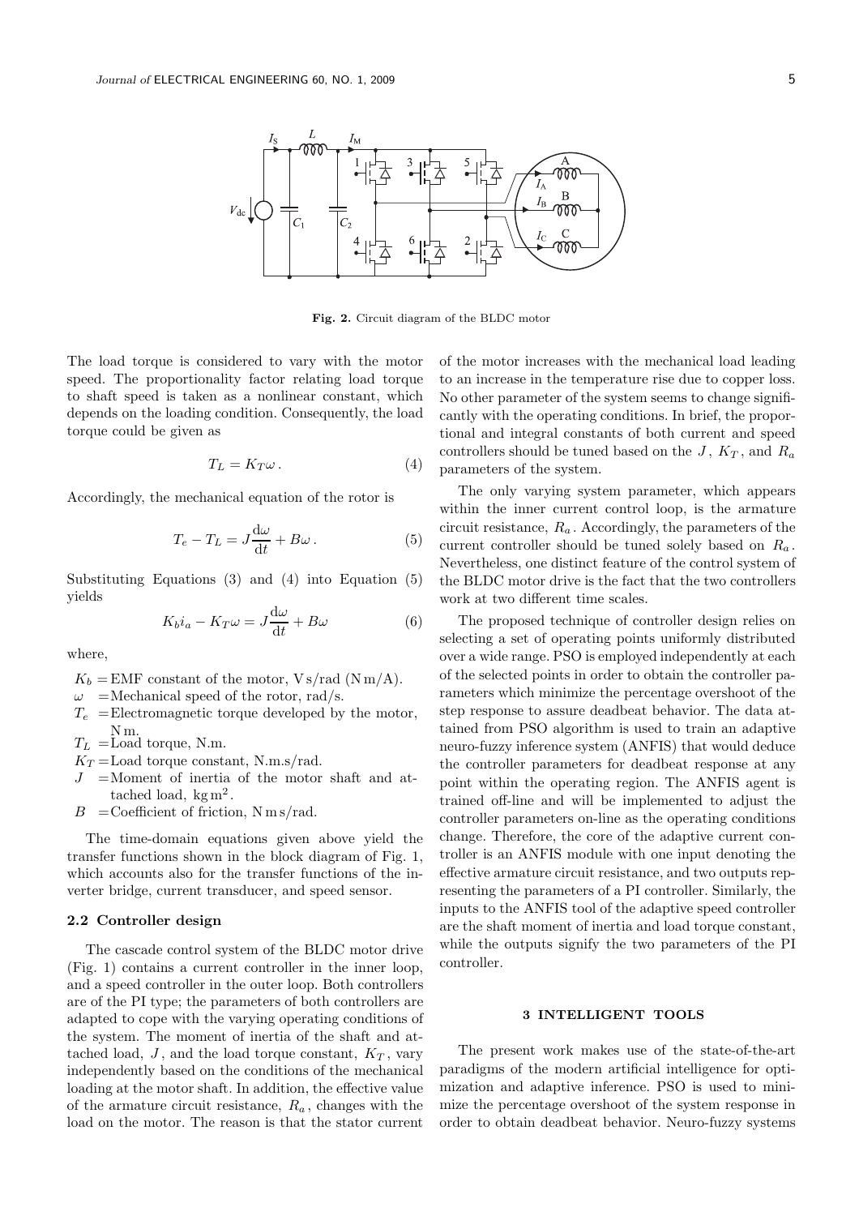**Fig. 2.** Circuit diagram of the BLDC motor

The load torque is considered to vary with the motor speed. The proportionality factor relating load torque to shaft speed is taken as a nonlinear constant, which depends on the loading condition. Consequently, the load torque could be given as

$$T_L = K_T \omega \,. \tag{4}$$

Accordingly, the mechanical equation of the rotor is

$$T_e - T_L = J \frac{\mathrm{d}\omega}{\mathrm{d}t} + B\omega \,. \tag{5}$$

Substituting Equations (3) and (4) into Equation (5) yields

$$K_b i_a - K_T \omega = J \frac{\mathrm{d}\omega}{\mathrm{d}t} + B\omega \tag{6}$$

where,

- $K_b$ = EMF constant of the motor, V s/rad (N m/A).
- $\omega$ = Mechanical speed of the rotor, rad/s.
- $T_e$ = Electromagnetic torque developed by the motor, N m.
- $T_L$ = Load torque, N.m.
- $K_T$ = Load torque constant, N.m.s/rad.
- $J$ = Moment of inertia of the motor shaft and attached load, kg m$^2$.
- $B$ = Coefficient of friction, N m s/rad.

The time-domain equations given above yield the transfer functions shown in the block diagram of Fig. 1, which accounts also for the transfer functions of the inverter bridge, current transducer, and speed sensor.

### 2.2 Controller design

The cascade control system of the BLDC motor drive (Fig. 1) contains a current controller in the inner loop, and a speed controller in the outer loop. Both controllers are of the PI type; the parameters of both controllers are adapted to cope with the varying operating conditions of the system. The moment of inertia of the shaft and attached load, $J$, and the load torque constant, $K_T$, vary independently based on the conditions of the mechanical loading at the motor shaft. In addition, the effective value of the armature circuit resistance, $R_a$, changes with the load on the motor. The reason is that the stator current of the motor increases with the mechanical load leading to an increase in the temperature rise due to copper loss. No other parameter of the system seems to change significantly with the operating conditions. In brief, the proportional and integral constants of both current and speed controllers should be tuned based on the $J$, $K_T$, and $R_a$ parameters of the system.

The only varying system parameter, which appears within the inner current control loop, is the armature circuit resistance, $R_a$. Accordingly, the parameters of the current controller should be tuned solely based on $R_a$. Nevertheless, one distinct feature of the control system of the BLDC motor drive is the fact that the two controllers work at two different time scales.

The proposed technique of controller design relies on selecting a set of operating points uniformly distributed over a wide range. PSO is employed independently at each of the selected points in order to obtain the controller parameters which minimize the percentage overshoot of the step response to assure deadbeat behavior. The data attained from PSO algorithm is used to train an adaptive neuro-fuzzy inference system (ANFIS) that would deduce the controller parameters for deadbeat response at any point within the operating region. The ANFIS agent is trained off-line and will be implemented to adjust the controller parameters on-line as the operating conditions change. Therefore, the core of the adaptive current controller is an ANFIS module with one input denoting the effective armature circuit resistance, and two outputs representing the parameters of a PI controller. Similarly, the inputs to the ANFIS tool of the adaptive speed controller are the shaft moment of inertia and load torque constant, while the outputs signify the two parameters of the PI controller.

## 3 INTELLIGENT TOOLS

The present work makes use of the state-of-the-art paradigms of the modern artificial intelligence for optimization and adaptive inference. PSO is used to minimize the percentage overshoot of the system response in order to obtain deadbeat behavior. Neuro-fuzzy systems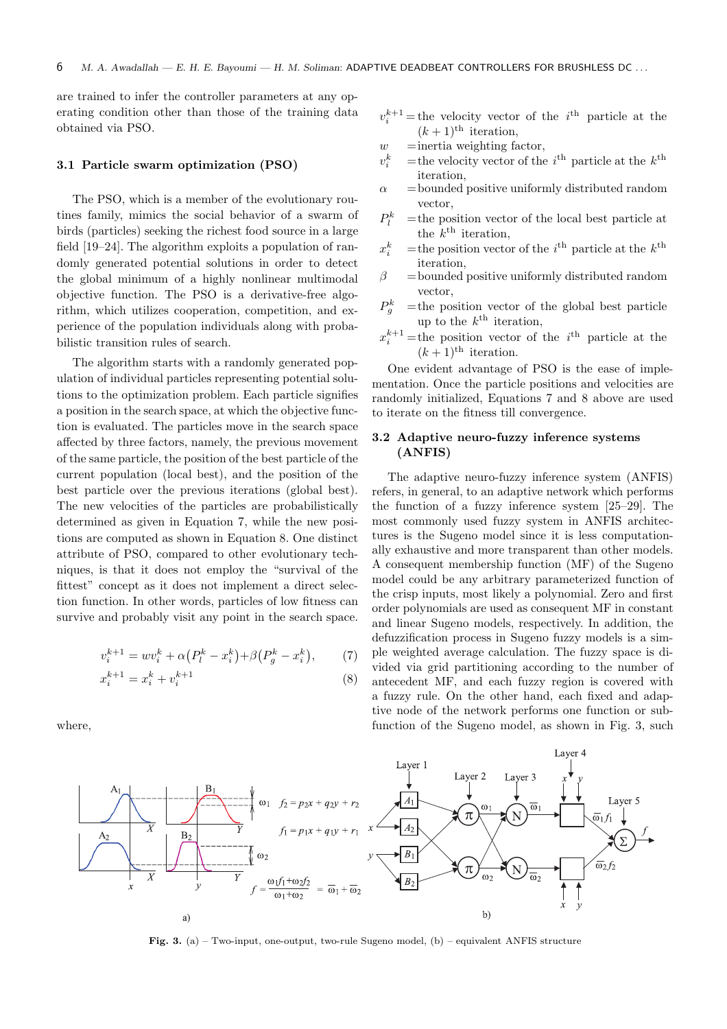are trained to infer the controller parameters at any operating condition other than those of the training data obtained via PSO.

### 3.1 Particle swarm optimization (PSO)

The PSO, which is a member of the evolutionary routines family, mimics the social behavior of a swarm of birds (particles) seeking the richest food source in a large field [19–24]. The algorithm exploits a population of randomly generated potential solutions in order to detect the global minimum of a highly nonlinear multimodal objective function. The PSO is a derivative-free algorithm, which utilizes cooperation, competition, and experience of the population individuals along with probabilistic transition rules of search.

The algorithm starts with a randomly generated population of individual particles representing potential solutions to the optimization problem. Each particle signifies a position in the search space, at which the objective function is evaluated. The particles move in the search space affected by three factors, namely, the previous movement of the same particle, the position of the best particle of the current population (local best), and the position of the best particle over the previous iterations (global best). The new velocities of the particles are probabilistically determined as given in Equation 7, while the new positions are computed as shown in Equation 8. One distinct attribute of PSO, compared to other evolutionary techniques, is that it does not employ the "survival of the fittest" concept as it does not implement a direct selection function. In other words, particles of low fitness can survive and probably visit any point in the search space.

$$v_i^{k+1} = wv_i^k + \alpha\left(P_l^k - x_i^k\right) + \beta\left(P_g^k - x_i^k\right), \tag{7}$$

$$x_i^{k+1} = x_i^k + v_i^{k+1} \tag{8}$$

where,

$v_i^{k+1}$ = the velocity vector of the $i^{\text{th}}$ particle at the $(k+1)^{\text{th}}$ iteration,
$w$ = inertia weighting factor,
$v_i^k$ = the velocity vector of the $i^{\text{th}}$ particle at the $k^{\text{th}}$ iteration,
$\alpha$ = bounded positive uniformly distributed random vector,
$P_l^k$ = the position vector of the local best particle at the $k^{\text{th}}$ iteration,
$x_i^k$ = the position vector of the $i^{\text{th}}$ particle at the $k^{\text{th}}$ iteration,
$\beta$ = bounded positive uniformly distributed random vector,
$P_g^k$ = the position vector of the global best particle up to the $k^{\text{th}}$ iteration,
$x_i^{k+1}$ = the position vector of the $i^{\text{th}}$ particle at the $(k+1)^{\text{th}}$ iteration.

One evident advantage of PSO is the ease of implementation. Once the particle positions and velocities are randomly initialized, Equations 7 and 8 above are used to iterate on the fitness till convergence.

### 3.2 Adaptive neuro-fuzzy inference systems (ANFIS)

The adaptive neuro-fuzzy inference system (ANFIS) refers, in general, to an adaptive network which performs the function of a fuzzy inference system [25–29]. The most commonly used fuzzy system in ANFIS architectures is the Sugeno model since it is less computationally exhaustive and more transparent than other models. A consequent membership function (MF) of the Sugeno model could be any arbitrary parameterized function of the crisp inputs, most likely a polynomial. Zero and first order polynomials are used as consequent MF in constant and linear Sugeno models, respectively. In addition, the defuzzification process in Sugeno fuzzy models is a simple weighted average calculation. The fuzzy space is divided via grid partitioning according to the number of antecedent MF, and each fuzzy region is covered with a fuzzy rule. On the other hand, each fixed and adaptive node of the network performs one function or subfunction of the Sugeno model, as shown in Fig. 3, such

**Fig. 3.** (a) – Two-input, one-output, two-rule Sugeno model, (b) – equivalent ANFIS structure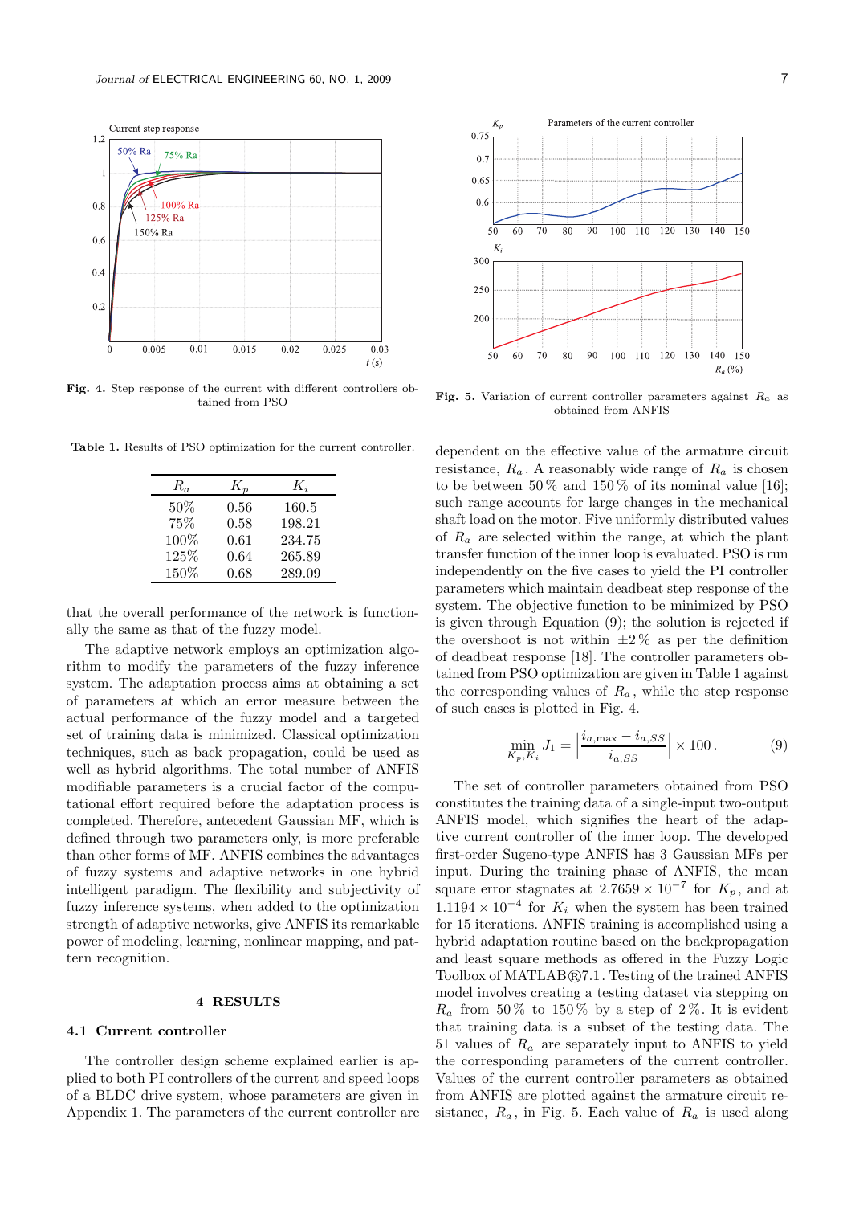Fig. 4. Step response of the current with different controllers obtained from PSO

Fig. 5. Variation of current controller parameters against $R_a$ as obtained from ANFIS

Table 1. Results of PSO optimization for the current controller.

| $R_a$ | $K_p$ | $K_i$ |
|---|---|---|
| 50% | 0.56 | 160.5 |
| 75% | 0.58 | 198.21 |
| 100% | 0.61 | 234.75 |
| 125% | 0.64 | 265.89 |
| 150% | 0.68 | 289.09 |

that the overall performance of the network is functionally the same as that of the fuzzy model.

The adaptive network employs an optimization algorithm to modify the parameters of the fuzzy inference system. The adaptation process aims at obtaining a set of parameters at which an error measure between the actual performance of the fuzzy model and a targeted set of training data is minimized. Classical optimization techniques, such as back propagation, could be used as well as hybrid algorithms. The total number of ANFIS modifiable parameters is a crucial factor of the computational effort required before the adaptation process is completed. Therefore, antecedent Gaussian MF, which is defined through two parameters only, is more preferable than other forms of MF. ANFIS combines the advantages of fuzzy systems and adaptive networks in one hybrid intelligent paradigm. The flexibility and subjectivity of fuzzy inference systems, when added to the optimization strength of adaptive networks, give ANFIS its remarkable power of modeling, learning, nonlinear mapping, and pattern recognition.

## 4 RESULTS

### 4.1 Current controller

The controller design scheme explained earlier is applied to both PI controllers of the current and speed loops of a BLDC drive system, whose parameters are given in Appendix 1. The parameters of the current controller are dependent on the effective value of the armature circuit resistance, $R_a$. A reasonably wide range of $R_a$ is chosen to be between 50 % and 150 % of its nominal value [16]; such range accounts for large changes in the mechanical shaft load on the motor. Five uniformly distributed values of $R_a$ are selected within the range, at which the plant transfer function of the inner loop is evaluated. PSO is run independently on the five cases to yield the PI controller parameters which maintain deadbeat step response of the system. The objective function to be minimized by PSO is given through Equation (9); the solution is rejected if the overshoot is not within $\pm 2$ % as per the definition of deadbeat response [18]. The controller parameters obtained from PSO optimization are given in Table 1 against the corresponding values of $R_a$, while the step response of such cases is plotted in Fig. 4.

$$\min_{K_p, K_i} J_1 = \left| \frac{i_{a,\max} - i_{a,SS}}{i_{a,SS}} \right| \times 100\,. \qquad (9)$$

The set of controller parameters obtained from PSO constitutes the training data of a single-input two-output ANFIS model, which signifies the heart of the adaptive current controller of the inner loop. The developed first-order Sugeno-type ANFIS has 3 Gaussian MFs per input. During the training phase of ANFIS, the mean square error stagnates at $2.7659 \times 10^{-7}$ for $K_p$, and at $1.1194 \times 10^{-4}$ for $K_i$ when the system has been trained for 15 iterations. ANFIS training is accomplished using a hybrid adaptation routine based on the backpropagation and least square methods as offered in the Fuzzy Logic Toolbox of MATLAB®7.1. Testing of the trained ANFIS model involves creating a testing dataset via stepping on $R_a$ from 50 % to 150 % by a step of 2 %. It is evident that training data is a subset of the testing data. The 51 values of $R_a$ are separately input to ANFIS to yield the corresponding parameters of the current controller. Values of the current controller parameters as obtained from ANFIS are plotted against the armature circuit resistance, $R_a$, in Fig. 5. Each value of $R_a$ is used along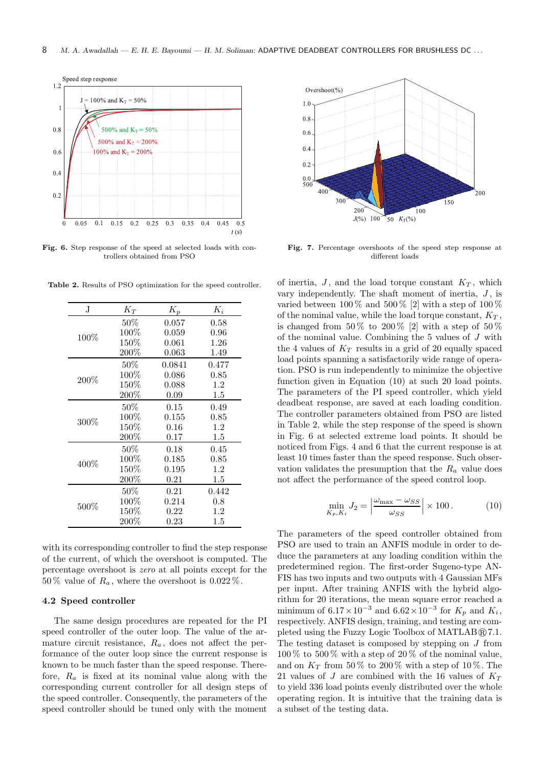Fig. 6. Step response of the speed at selected loads with controllers obtained from PSO

Fig. 7. Percentage overshoots of the speed step response at different loads

**Table 2.** Results of PSO optimization for the speed controller.

| J | $K_T$ | $K_p$ | $K_i$ |
|---|---|---|---|
| 100% | 50% | 0.057 | 0.58 |
| | 100% | 0.059 | 0.96 |
| | 150% | 0.061 | 1.26 |
| | 200% | 0.063 | 1.49 |
| 200% | 50% | 0.0841 | 0.477 |
| | 100% | 0.086 | 0.85 |
| | 150% | 0.088 | 1.2 |
| | 200% | 0.09 | 1.5 |
| 300% | 50% | 0.15 | 0.49 |
| | 100% | 0.155 | 0.85 |
| | 150% | 0.16 | 1.2 |
| | 200% | 0.17 | 1.5 |
| 400% | 50% | 0.18 | 0.45 |
| | 100% | 0.185 | 0.85 |
| | 150% | 0.195 | 1.2 |
| | 200% | 0.21 | 1.5 |
| 500% | 50% | 0.21 | 0.442 |
| | 100% | 0.214 | 0.8 |
| | 150% | 0.22 | 1.2 |
| | 200% | 0.23 | 1.5 |

with its corresponding controller to find the step response of the current, of which the overshoot is computed. The percentage overshoot is *zero* at all points except for the 50 % value of $R_a$, where the overshoot is 0.022 %.

### 4.2 Speed controller

The same design procedures are repeated for the PI speed controller of the outer loop. The value of the armature circuit resistance, $R_a$, does not affect the performance of the outer loop since the current response is known to be much faster than the speed response. Therefore, $R_a$ is fixed at its nominal value along with the corresponding current controller for all design steps of the speed controller. Consequently, the parameters of the speed controller should be tuned only with the moment of inertia, $J$, and the load torque constant $K_T$, which vary independently. The shaft moment of inertia, $J$, is varied between 100 % and 500 % [2] with a step of 100 % of the nominal value, while the load torque constant, $K_T$, is changed from 50 % to 200 % [2] with a step of 50 % of the nominal value. Combining the 5 values of $J$ with the 4 values of $K_T$ results in a grid of 20 equally spaced load points spanning a satisfactorily wide range of operation. PSO is run independently to minimize the objective function given in Equation (10) at such 20 load points. The parameters of the PI speed controller, which yield deadbeat response, are saved at each loading condition. The controller parameters obtained from PSO are listed in Table 2, while the step response of the speed is shown in Fig. 6 at selected extreme load points. It should be noticed from Figs. 4 and 6 that the current response is at least 10 times faster than the speed response. Such observation validates the presumption that the $R_a$ value does not affect the performance of the speed control loop.

$$\min_{K_p, K_i} J_2 = \left| \frac{\omega_{\max} - \omega_{SS}}{\omega_{SS}} \right| \times 100 \,. \tag{10}$$

The parameters of the speed controller obtained from PSO are used to train an ANFIS module in order to deduce the parameters at any loading condition within the predetermined region. The first-order Sugeno-type ANFIS has two inputs and two outputs with 4 Gaussian MFs per input. After training ANFIS with the hybrid algorithm for 20 iterations, the mean square error reached a minimum of $6.17 \times 10^{-3}$ and $6.62 \times 10^{-3}$ for $K_p$ and $K_i$, respectively. ANFIS design, training, and testing are completed using the Fuzzy Logic Toolbox of MATLAB® 7.1. The testing dataset is composed by stepping on $J$ from 100 % to 500 % with a step of 20 % of the nominal value, and on $K_T$ from 50 % to 200 % with a step of 10 %. The 21 values of $J$ are combined with the 16 values of $K_T$ to yield 336 load points evenly distributed over the whole operating region. It is intuitive that the training data is a subset of the testing data.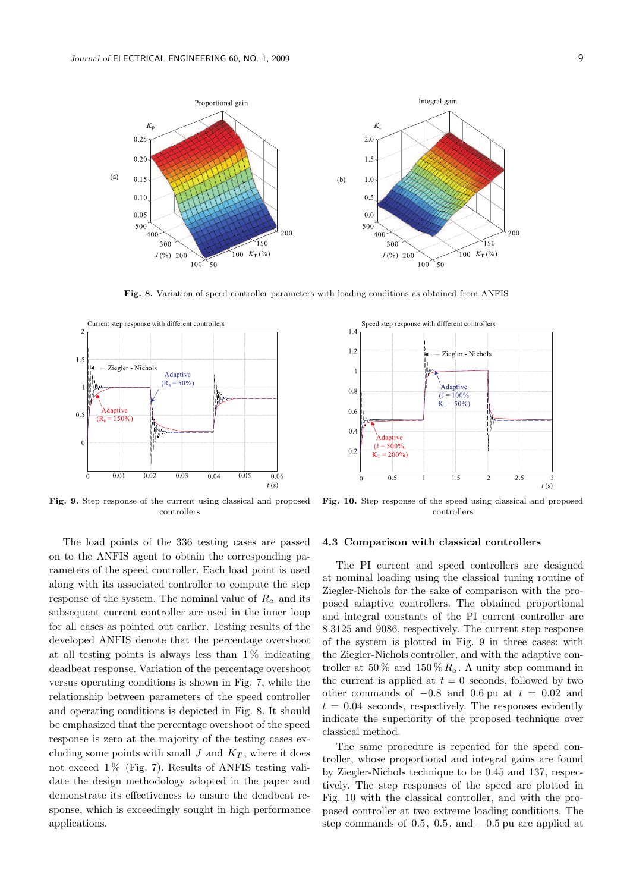Fig. 8. Variation of speed controller parameters with loading conditions as obtained from ANFIS

Fig. 9. Step response of the current using classical and proposed controllers

Fig. 10. Step response of the speed using classical and proposed controllers

The load points of the 336 testing cases are passed on to the ANFIS agent to obtain the corresponding parameters of the speed controller. Each load point is used along with its associated controller to compute the step response of the system. The nominal value of $R_a$ and its subsequent current controller are used in the inner loop for all cases as pointed out earlier. Testing results of the developed ANFIS denote that the percentage overshoot at all testing points is always less than 1 % indicating deadbeat response. Variation of the percentage overshoot versus operating conditions is shown in Fig. 7, while the relationship between parameters of the speed controller and operating conditions is depicted in Fig. 8. It should be emphasized that the percentage overshoot of the speed response is zero at the majority of the testing cases excluding some points with small $J$ and $K_T$, where it does not exceed 1 % (Fig. 7). Results of ANFIS testing validate the design methodology adopted in the paper and demonstrate its effectiveness to ensure the deadbeat response, which is exceedingly sought in high performance applications.

### 4.3 Comparison with classical controllers

The PI current and speed controllers are designed at nominal loading using the classical tuning routine of Ziegler-Nichols for the sake of comparison with the proposed adaptive controllers. The obtained proportional and integral constants of the PI current controller are 8.3125 and 9086, respectively. The current step response of the system is plotted in Fig. 9 in three cases: with the Ziegler-Nichols controller, and with the adaptive controller at 50 % and 150 % $R_a$. A unity step command in the current is applied at $t = 0$ seconds, followed by two other commands of $-0.8$ and 0.6 pu at $t = 0.02$ and $t = 0.04$ seconds, respectively. The responses evidently indicate the superiority of the proposed technique over classical method.

The same procedure is repeated for the speed controller, whose proportional and integral gains are found by Ziegler-Nichols technique to be 0.45 and 137, respectively. The step responses of the speed are plotted in Fig. 10 with the classical controller, and with the proposed controller at two extreme loading conditions. The step commands of 0.5, 0.5, and $-0.5$ pu are applied at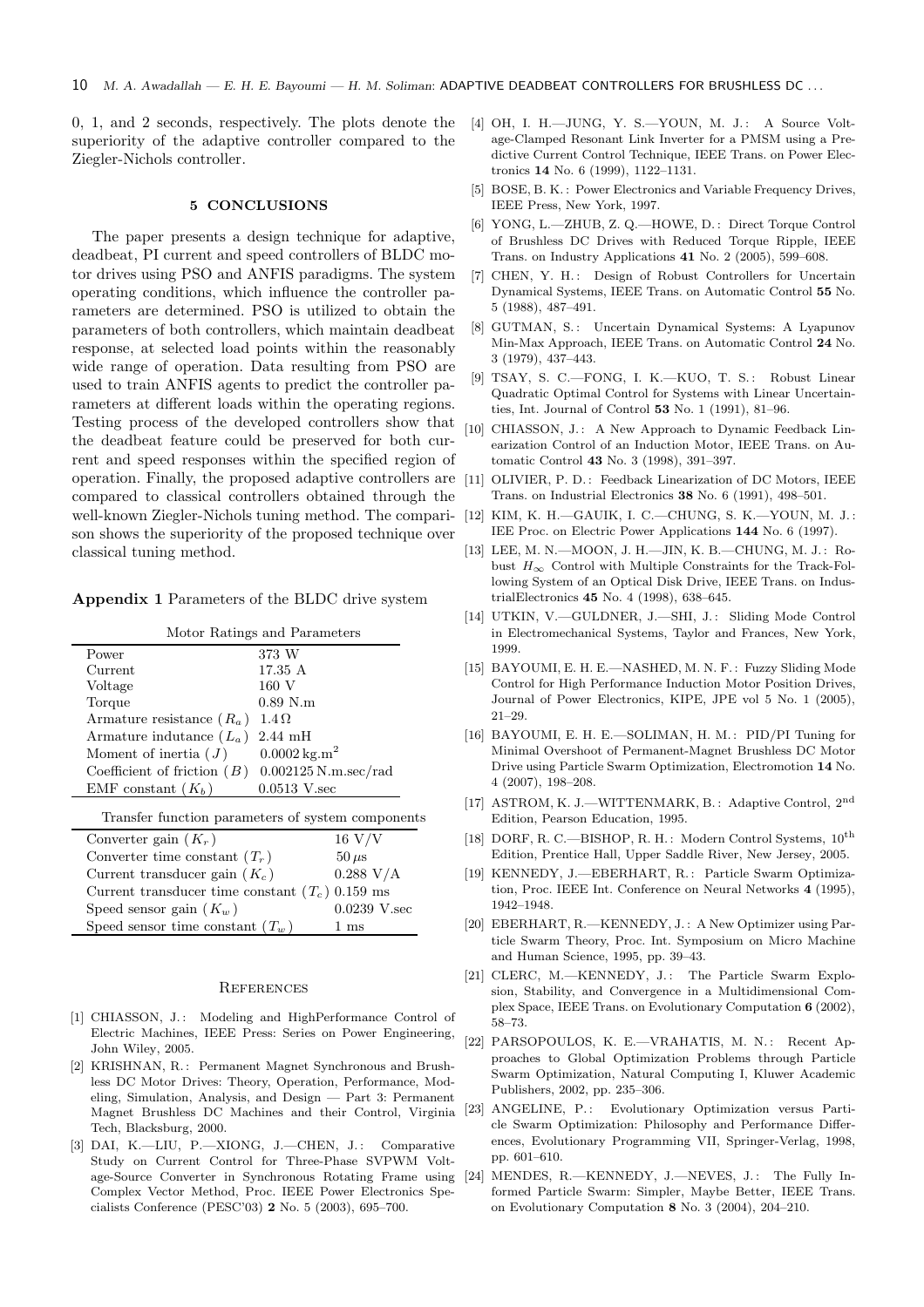0, 1, and 2 seconds, respectively. The plots denote the superiority of the adaptive controller compared to the Ziegler-Nichols controller.

## 5 CONCLUSIONS

The paper presents a design technique for adaptive, deadbeat, PI current and speed controllers of BLDC motor drives using PSO and ANFIS paradigms. The system operating conditions, which influence the controller parameters are determined. PSO is utilized to obtain the parameters of both controllers, which maintain deadbeat response, at selected load points within the reasonably wide range of operation. Data resulting from PSO are used to train ANFIS agents to predict the controller parameters at different loads within the operating regions. Testing process of the developed controllers show that the deadbeat feature could be preserved for both current and speed responses within the specified region of operation. Finally, the proposed adaptive controllers are compared to classical controllers obtained through the well-known Ziegler-Nichols tuning method. The comparison shows the superiority of the proposed technique over classical tuning method.

**Appendix 1** Parameters of the BLDC drive system

Motor Ratings and Parameters

| | |
|---|---|
| Power | 373 W |
| Current | 17.35 A |
| Voltage | 160 V |
| Torque | 0.89 N.m |
| Armature resistance ($R_a$) | $1.4\,\Omega$ |
| Armature indutance ($L_a$) | 2.44 mH |
| Moment of inertia ($J$) | $0.0002\,\text{kg.m}^2$ |
| Coefficient of friction ($B$) | 0.002125 N.m.sec/rad |
| EMF constant ($K_b$) | 0.0513 V.sec |

Transfer function parameters of system components

| | |
|---|---|
| Converter gain ($K_r$) | 16 V/V |
| Converter time constant ($T_r$) | $50\,\mu$s |
| Current transducer gain ($K_c$) | 0.288 V/A |
| Current transducer time constant ($T_c$) | 0.159 ms |
| Speed sensor gain ($K_w$) | 0.0239 V.sec |
| Speed sensor time constant ($T_w$) | 1 ms |

## References

[1] CHIASSON, J.: Modeling and HighPerformance Control of Electric Machines, IEEE Press: Series on Power Engineering, John Wiley, 2005.

[2] KRISHNAN, R.: Permanent Magnet Synchronous and Brushless DC Motor Drives: Theory, Operation, Performance, Modeling, Simulation, Analysis, and Design — Part 3: Permanent Magnet Brushless DC Machines and their Control, Virginia Tech, Blacksburg, 2000.

[3] DAI, K.—LIU, P.—XIONG, J.—CHEN, J.: Comparative Study on Current Control for Three-Phase SVPWM Voltage-Source Converter in Synchronous Rotating Frame using Complex Vector Method, Proc. IEEE Power Electronics Specialists Conference (PESC'03) **2** No. 5 (2003), 695–700.

[4] OH, I. H.—JUNG, Y. S.—YOUN, M. J.: A Source Voltage-Clamped Resonant Link Inverter for a PMSM using a Predictive Current Control Technique, IEEE Trans. on Power Electronics **14** No. 6 (1999), 1122–1131.

[5] BOSE, B. K.: Power Electronics and Variable Frequency Drives, IEEE Press, New York, 1997.

[6] YONG, L.—ZHUB, Z. Q.—HOWE, D.: Direct Torque Control of Brushless DC Drives with Reduced Torque Ripple, IEEE Trans. on Industry Applications **41** No. 2 (2005), 599–608.

[7] CHEN, Y. H.: Design of Robust Controllers for Uncertain Dynamical Systems, IEEE Trans. on Automatic Control **55** No. 5 (1988), 487–491.

[8] GUTMAN, S.: Uncertain Dynamical Systems: A Lyapunov Min-Max Approach, IEEE Trans. on Automatic Control **24** No. 3 (1979), 437–443.

[9] TSAY, S. C.—FONG, I. K.—KUO, T. S.: Robust Linear Quadratic Optimal Control for Systems with Linear Uncertainties, Int. Journal of Control **53** No. 1 (1991), 81–96.

[10] CHIASSON, J.: A New Approach to Dynamic Feedback Linearization Control of an Induction Motor, IEEE Trans. on Automatic Control **43** No. 3 (1998), 391–397.

[11] OLIVIER, P. D.: Feedback Linearization of DC Motors, IEEE Trans. on Industrial Electronics **38** No. 6 (1991), 498–501.

[12] KIM, K. H.—GAUIK, I. C.—CHUNG, S. K.—YOUN, M. J.: IEEE Proc. on Electric Power Applications **144** No. 6 (1997).

[13] LEE, M. N.—MOON, J. H.—JIN, K. B.—CHUNG, M. J.: Robust $H_\infty$ Control with Multiple Constraints for the Track-Following System of an Optical Disk Drive, IEEE Trans. on IndustrialElectronics **45** No. 4 (1998), 638–645.

[14] UTKIN, V.—GULDNER, J.—SHI, J.: Sliding Mode Control in Electromechanical Systems, Taylor and Frances, New York, 1999.

[15] BAYOUMI, E. H. E.—NASHED, M. N. F.: Fuzzy Sliding Mode Control for High Performance Induction Motor Position Drives, Journal of Power Electronics, KIPE, JPE vol 5 No. 1 (2005), 21–29.

[16] BAYOUMI, E. H. E.—SOLIMAN, H. M.: PID/PI Tuning for Minimal Overshoot of Permanent-Magnet Brushless DC Motor Drive using Particle Swarm Optimization, Electromotion **14** No. 4 (2007), 198–208.

[17] ASTROM, K. J.—WITTENMARK, B.: Adaptive Control, 2nd Edition, Pearson Education, 1995.

[18] DORF, R. C.—BISHOP, R. H.: Modern Control Systems, 10th Edition, Prentice Hall, Upper Saddle River, New Jersey, 2005.

[19] KENNEDY, J.—EBERHART, R.: Particle Swarm Optimization, Proc. IEEE Int. Conference on Neural Networks **4** (1995), 1942–1948.

[20] EBERHART, R.—KENNEDY, J.: A New Optimizer using Particle Swarm Theory, Proc. Int. Symposium on Micro Machine and Human Science, 1995, pp. 39–43.

[21] CLERC, M.—KENNEDY, J.: The Particle Swarm Explosion, Stability, and Convergence in a Multidimensional Complex Space, IEEE Trans. on Evolutionary Computation **6** (2002), 58–73.

[22] PARSOPOULOS, K. E.—VRAHATIS, M. N.: Recent Approaches to Global Optimization Problems through Particle Swarm Optimization, Natural Computing I, Kluwer Academic Publishers, 2002, pp. 235–306.

[23] ANGELINE, P.: Evolutionary Optimization versus Particle Swarm Optimization: Philosophy and Performance Differences, Evolutionary Programming VII, Springer-Verlag, 1998, pp. 601–610.

[24] MENDES, R.—KENNEDY, J.—NEVES, J.: The Fully Informed Particle Swarm: Simpler, Maybe Better, IEEE Trans. on Evolutionary Computation **8** No. 3 (2004), 204–210.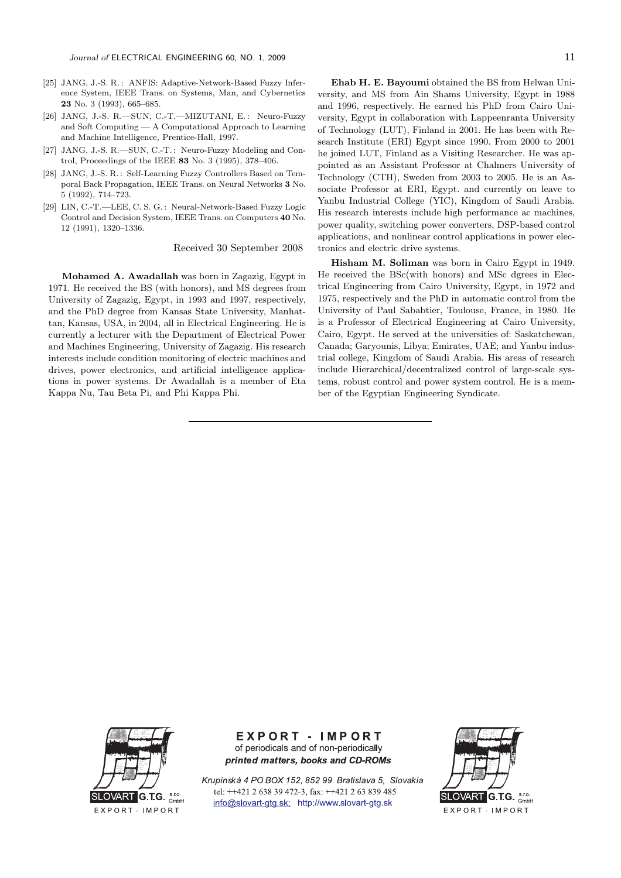[25] JANG, J.-S. R. : ANFIS: Adaptive-Network-Based Fuzzy Inference System, IEEE Trans. on Systems, Man, and Cybernetics **23** No. 3 (1993), 665–685.

[26] JANG, J.-S. R.—SUN, C.-T.—MIZUTANI, E. : Neuro-Fuzzy and Soft Computing — A Computational Approach to Learning and Machine Intelligence, Prentice-Hall, 1997.

[27] JANG, J.-S. R.—SUN, C.-T. : Neuro-Fuzzy Modeling and Control, Proceedings of the IEEE **83** No. 3 (1995), 378–406.

[28] JANG, J.-S. R. : Self-Learning Fuzzy Controllers Based on Temporal Back Propagation, IEEE Trans. on Neural Networks **3** No. 5 (1992), 714–723.

[29] LIN, C.-T.—LEE, C. S. G. : Neural-Network-Based Fuzzy Logic Control and Decision System, IEEE Trans. on Computers **40** No. 12 (1991), 1320–1336.

Received 30 September 2008

**Mohamed A. Awadallah** was born in Zagazig, Egypt in 1971. He received the BS (with honors), and MS degrees from University of Zagazig, Egypt, in 1993 and 1997, respectively, and the PhD degree from Kansas State University, Manhattan, Kansas, USA, in 2004, all in Electrical Engineering. He is currently a lecturer with the Department of Electrical Power and Machines Engineering, University of Zagazig. His research interests include condition monitoring of electric machines and drives, power electronics, and artificial intelligence applications in power systems. Dr Awadallah is a member of Eta Kappa Nu, Tau Beta Pi, and Phi Kappa Phi.

**Ehab H. E. Bayoumi** obtained the BS from Helwan University, and MS from Ain Shams University, Egypt in 1988 and 1996, respectively. He earned his PhD from Cairo University, Egypt in collaboration with Lappeenranta University of Technology (LUT), Finland in 2001. He has been with Research Institute (ERI) Egypt since 1990. From 2000 to 2001 he joined LUT, Finland as a Visiting Researcher. He was appointed as an Assistant Professor at Chalmers University of Technology (CTH), Sweden from 2003 to 2005. He is an Associate Professor at ERI, Egypt. and currently on leave to Yanbu Industrial College (YIC), Kingdom of Saudi Arabia. His research interests include high performance ac machines, power quality, switching power converters, DSP-based control applications, and nonlinear control applications in power electronics and electric drive systems.

**Hisham M. Soliman** was born in Cairo Egypt in 1949. He received the BSc(with honors) and MSc dgrees in Electrical Engineering from Cairo University, Egypt, in 1972 and 1975, respectively and the PhD in automatic control from the University of Paul Sababtier, Toulouse, France, in 1980. He is a Professor of Electrical Engineering at Cairo University, Cairo, Egypt. He served at the universities of: Saskatchewan, Canada; Garyounis, Libya; Emirates, UAE; and Yanbu industrial college, Kingdom of Saudi Arabia. His areas of research include Hierarchical/decentralized control of large-scale systems, robust control and power system control. He is a member of the Egyptian Engineering Syndicate.

SLOVART G.T.G. s.r.o. GmbH
EXPORT - IMPORT

**EXPORT - IMPORT**
of periodicals and of non-periodically
***printed matters, books and CD-ROMs***

*Krupinská 4 PO BOX 152, 852 99 Bratislava 5, Slovakia*
tel: ++421 2 638 39 472-3, fax: ++421 2 63 839 485
info@slovart-gtg.sk; http://www.slovart-gtg.sk

SLOVART G.T.G. s.r.o. GmbH
EXPORT - IMPORT